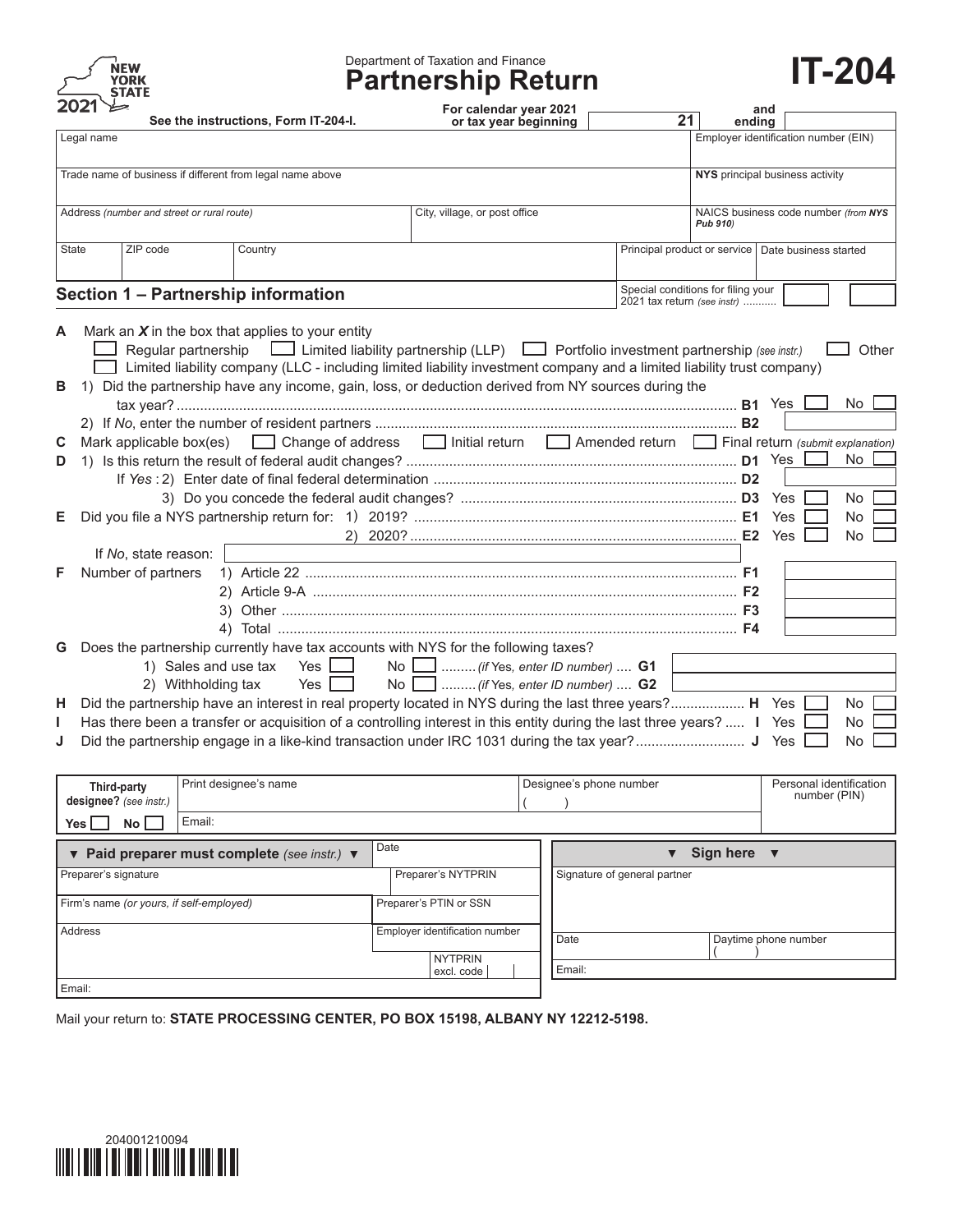NEW YORK STATE

2021

Department of Taxation and Finance

# Partnership Return

# IT-204

See the instructions, Form IT-204-I.

For calendar year 2021 or tax year beginning 21 and ending

| Legal name | | | Employer identification number (EIN) |
|---|---|---|---|
| Trade name of business if different from legal name above | | | **NYS** principal business activity |
| Address *(number and street or rural route)* | City, village, or post office | | NAICS business code number *(from NYS Pub 910)* |
| State | ZIP code | Country | Principal product or service / Date business started |

## Section 1 – Partnership information

Special conditions for filing your 2021 tax return *(see instr)* ...........

**A** Mark an ***X*** in the box that applies to your entity

☐ Regular partnership ☐ Limited liability partnership (LLP) ☐ Portfolio investment partnership *(see instr.)* ☐ Other

☐ Limited liability company (LLC - including limited liability investment company and a limited liability trust company)

**B** 1) Did the partnership have any income, gain, loss, or deduction derived from NY sources during the tax year? ........ **B1** Yes ☐ No ☐

2) If *No*, enter the number of resident partners ........ **B2**

**C** Mark applicable box(es) ☐ Change of address ☐ Initial return ☐ Amended return ☐ Final return *(submit explanation)*

**D** 1) Is this return the result of federal audit changes? ........ **D1** Yes ☐ No ☐

If *Yes* : 2) Enter date of final federal determination ........ **D2**

3) Do you concede the federal audit changes? ........ **D3** Yes ☐ No ☐

**E** Did you file a NYS partnership return for: 1) 2019? ........ **E1** Yes ☐ No ☐

2) 2020? ........ **E2** Yes ☐ No ☐

If *No*, state reason:

**F** Number of partners 1) Article 22 ........ **F1**

2) Article 9-A ........ **F2**

3) Other ........ **F3**

4) Total ........ **F4**

**G** Does the partnership currently have tax accounts with NYS for the following taxes?

1) Sales and use tax Yes ☐ No ☐ ......... *(if Yes, enter ID number)* .... **G1**

2) Withholding tax Yes ☐ No ☐ ......... *(if Yes, enter ID number)* .... **G2**

**H** Did the partnership have an interest in real property located in NYS during the last three years?........ **H** Yes ☐ No ☐

**I** Has there been a transfer or acquisition of a controlling interest in this entity during the last three years? ..... **I** Yes ☐ No ☐

**J** Did the partnership engage in a like-kind transaction under IRC 1031 during the tax year?........ **J** Yes ☐ No ☐

| **Third-party designee?** *(see instr.)* Yes ☐ No ☐ | Print designee's name | Designee's phone number ( ) | Personal identification number (PIN) |
|---|---|---|---|
| | Email: | | |

| ▼ **Paid preparer must complete** *(see instr.)* ▼ | Date | |
|---|---|---|
| Preparer's signature | Preparer's NYTPRIN | |
| Firm's name *(or yours, if self-employed)* | Preparer's PTIN or SSN | |
| Address | Employer identification number | NYTPRIN excl. code |
| Email: | | |

| ▼ **Sign here** ▼ | |
|---|---|
| Signature of general partner | |
| Date | Daytime phone number ( ) |
| Email: | |

Mail your return to: **STATE PROCESSING CENTER, PO BOX 15198, ALBANY NY 12212-5198.**

204001210094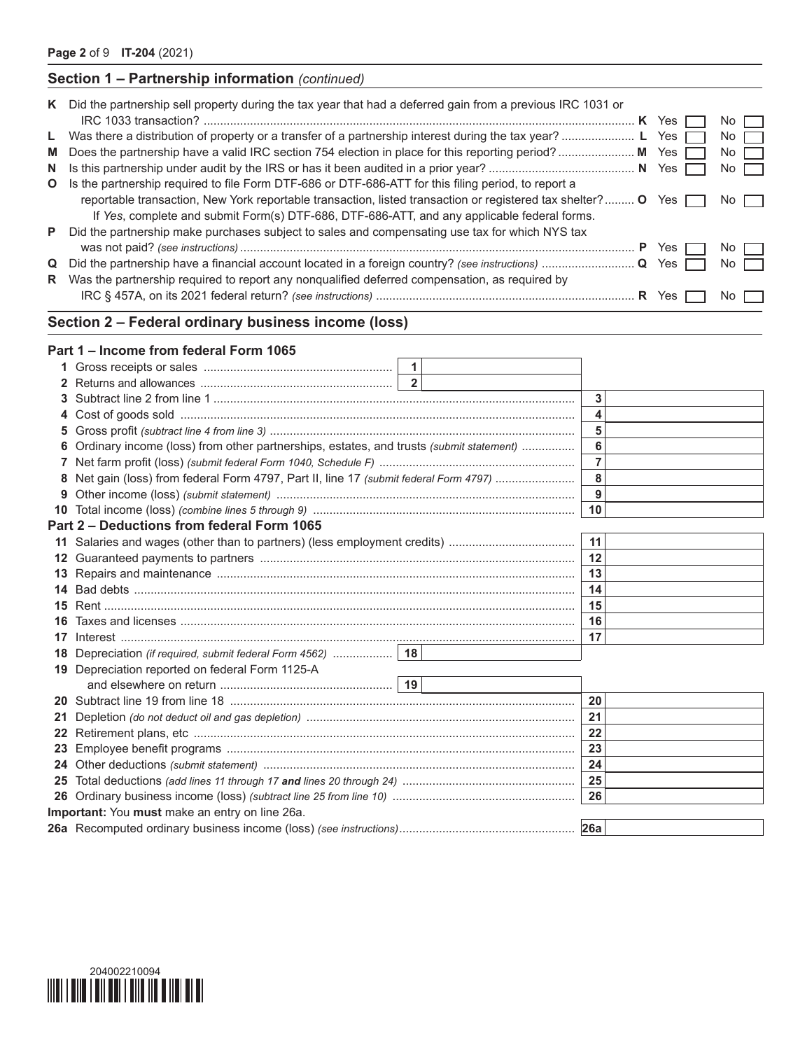## Section 1 – Partnership information *(continued)*

| | Question | | Yes | No |
|---|---|---|---|---|
| **K** | Did the partnership sell property during the tax year that had a deferred gain from a previous IRC 1031 or IRC 1033 transaction? | **K** | Yes ☐ | No ☐ |
| **L** | Was there a distribution of property or a transfer of a partnership interest during the tax year? | **L** | Yes ☐ | No ☐ |
| **M** | Does the partnership have a valid IRC section 754 election in place for this reporting period? | **M** | Yes ☐ | No ☐ |
| **N** | Is this partnership under audit by the IRS or has it been audited in a prior year? | **N** | Yes ☐ | No ☐ |
| **O** | Is the partnership required to file Form DTF-686 or DTF-686-ATT for this filing period, to report a reportable transaction, New York reportable transaction, listed transaction or registered tax shelter? If *Yes*, complete and submit Form(s) DTF-686, DTF-686-ATT, and any applicable federal forms. | **O** | Yes ☐ | No ☐ |
| **P** | Did the partnership make purchases subject to sales and compensating use tax for which NYS tax was not paid? *(see instructions)* | **P** | Yes ☐ | No ☐ |
| **Q** | Did the partnership have a financial account located in a foreign country? *(see instructions)* | **Q** | Yes ☐ | No ☐ |
| **R** | Was the partnership required to report any nonqualified deferred compensation, as required by IRC § 457A, on its 2021 federal return? *(see instructions)* | **R** | Yes ☐ | No ☐ |

## Section 2 – Federal ordinary business income (loss)

### Part 1 – Income from federal Form 1065

| Line | Description | | | | |
|---|---|---|---|---|---|
| **1** | Gross receipts or sales | 1 | | | |
| **2** | Returns and allowances | 2 | | | |
| **3** | Subtract line 2 from line 1 | | | 3 | |
| **4** | Cost of goods sold | | | 4 | |
| **5** | Gross profit *(subtract line 4 from line 3)* | | | 5 | |
| **6** | Ordinary income (loss) from other partnerships, estates, and trusts *(submit statement)* | | | 6 | |
| **7** | Net farm profit (loss) *(submit federal Form 1040, Schedule F)* | | | 7 | |
| **8** | Net gain (loss) from federal Form 4797, Part II, line 17 *(submit federal Form 4797)* | | | 8 | |
| **9** | Other income (loss) *(submit statement)* | | | 9 | |
| **10** | Total income (loss) *(combine lines 5 through 9)* | | | 10 | |

### Part 2 – Deductions from federal Form 1065

| Line | Description | | | | |
|---|---|---|---|---|---|
| **11** | Salaries and wages (other than to partners) (less employment credits) | | | 11 | |
| **12** | Guaranteed payments to partners | | | 12 | |
| **13** | Repairs and maintenance | | | 13 | |
| **14** | Bad debts | | | 14 | |
| **15** | Rent | | | 15 | |
| **16** | Taxes and licenses | | | 16 | |
| **17** | Interest | | | 17 | |
| **18** | Depreciation *(if required, submit federal Form 4562)* | 18 | | | |
| **19** | Depreciation reported on federal Form 1125-A and elsewhere on return | 19 | | | |
| **20** | Subtract line 19 from line 18 | | | 20 | |
| **21** | Depletion *(do not deduct oil and gas depletion)* | | | 21 | |
| **22** | Retirement plans, etc | | | 22 | |
| **23** | Employee benefit programs | | | 23 | |
| **24** | Other deductions *(submit statement)* | | | 24 | |
| **25** | Total deductions *(add lines 11 through 17* ***and*** *lines 20 through 24)* | | | 25 | |
| **26** | Ordinary business income (loss) *(subtract line 25 from line 10)* | | | 26 | |

**Important:** You **must** make an entry on line 26a.

| Line | Description | | |
|---|---|---|---|
| **26a** | Recomputed ordinary business income (loss) *(see instructions)* | 26a | |

204002210094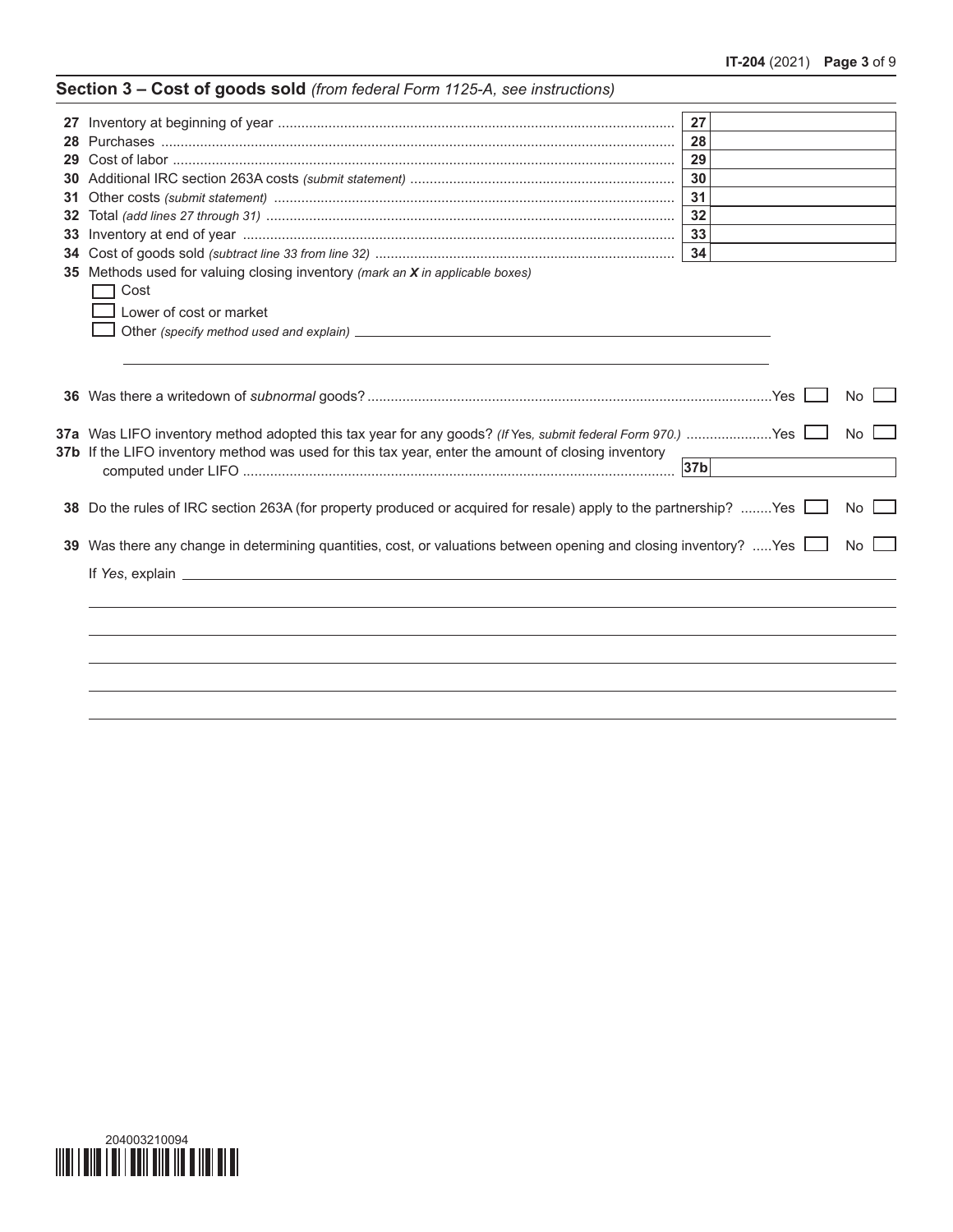## Section 3 – Cost of goods sold *(from federal Form 1125-A, see instructions)*

| Line | Description | Box | Amount |
|---|---|---|---|
| 27 | Inventory at beginning of year | 27 | |
| 28 | Purchases | 28 | |
| 29 | Cost of labor | 29 | |
| 30 | Additional IRC section 263A costs *(submit statement)* | 30 | |
| 31 | Other costs *(submit statement)* | 31 | |
| 32 | Total *(add lines 27 through 31)* | 32 | |
| 33 | Inventory at end of year | 33 | |
| 34 | Cost of goods sold *(subtract line 33 from line 32)* | 34 | |

**35** Methods used for valuing closing inventory *(mark an **X** in applicable boxes)*

☐ Cost

☐ Lower of cost or market

☐ Other *(specify method used and explain)* ______________________________

**36** Was there a writedown of *subnormal* goods? Yes ☐ No ☐

**37a** Was LIFO inventory method adopted this tax year for any goods? *(If Yes, submit federal Form 970.)* Yes ☐ No ☐

**37b** If the LIFO inventory method was used for this tax year, enter the amount of closing inventory computed under LIFO **37b** ______________

**38** Do the rules of IRC section 263A (for property produced or acquired for resale) apply to the partnership? Yes ☐ No ☐

**39** Was there any change in determining quantities, cost, or valuations between opening and closing inventory? Yes ☐ No ☐

If *Yes*, explain ______________________________

204003210094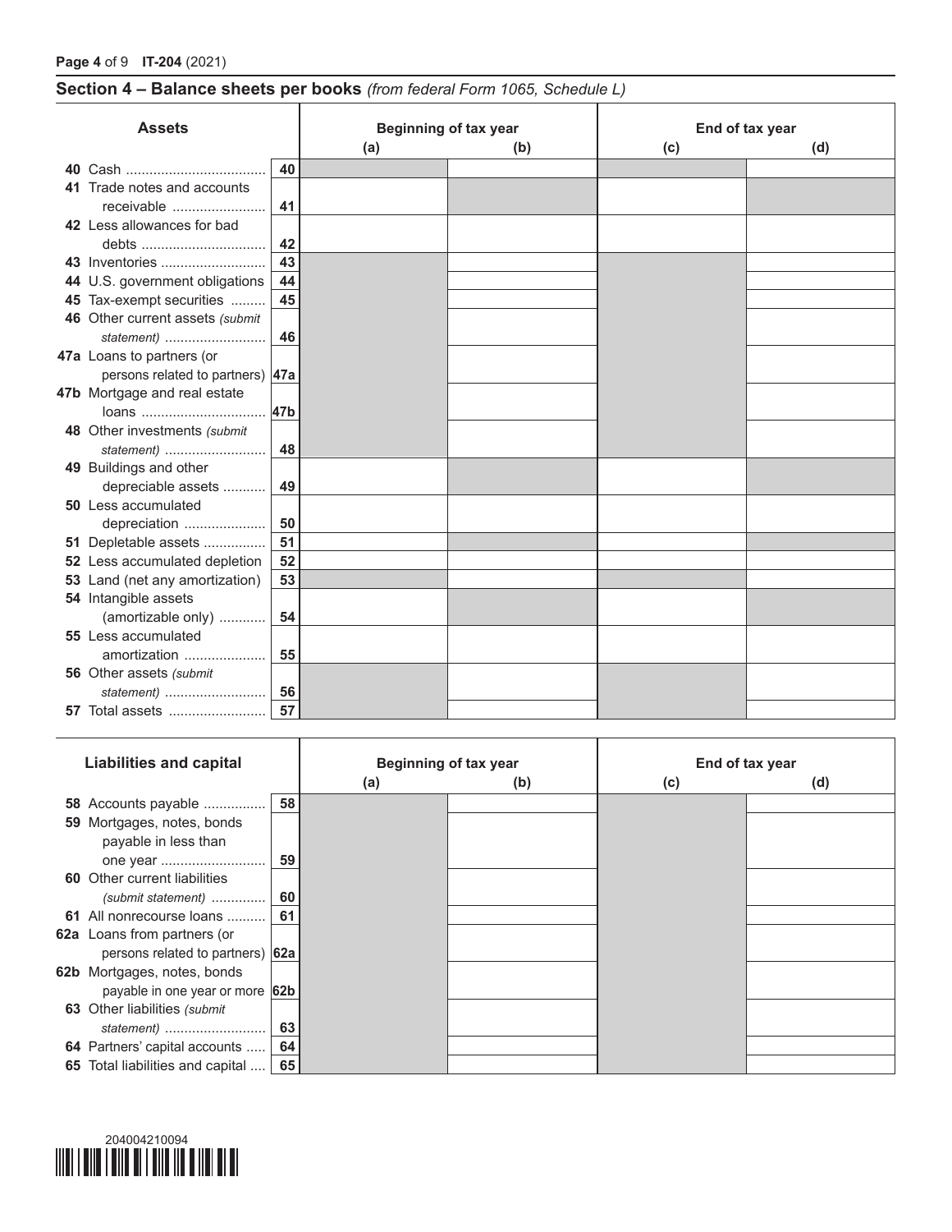## Section 4 – Balance sheets per books *(from federal Form 1065, Schedule L)*

| Assets | | Beginning of tax year (a) | (b) | End of tax year (c) | (d) |
|---|---|---|---|---|---|
| 40 Cash | 40 | | | | |
| 41 Trade notes and accounts receivable | 41 | | | | |
| 42 Less allowances for bad debts | 42 | | | | |
| 43 Inventories | 43 | | | | |
| 44 U.S. government obligations | 44 | | | | |
| 45 Tax-exempt securities | 45 | | | | |
| 46 Other current assets *(submit statement)* | 46 | | | | |
| 47a Loans to partners (or persons related to partners) | 47a | | | | |
| 47b Mortgage and real estate loans | 47b | | | | |
| 48 Other investments *(submit statement)* | 48 | | | | |
| 49 Buildings and other depreciable assets | 49 | | | | |
| 50 Less accumulated depreciation | 50 | | | | |
| 51 Depletable assets | 51 | | | | |
| 52 Less accumulated depletion | 52 | | | | |
| 53 Land (net any amortization) | 53 | | | | |
| 54 Intangible assets (amortizable only) | 54 | | | | |
| 55 Less accumulated amortization | 55 | | | | |
| 56 Other assets *(submit statement)* | 56 | | | | |
| 57 Total assets | 57 | | | | |

| Liabilities and capital | | Beginning of tax year (a) | (b) | End of tax year (c) | (d) |
|---|---|---|---|---|---|
| 58 Accounts payable | 58 | | | | |
| 59 Mortgages, notes, bonds payable in less than one year | 59 | | | | |
| 60 Other current liabilities *(submit statement)* | 60 | | | | |
| 61 All nonrecourse loans | 61 | | | | |
| 62a Loans from partners (or persons related to partners) | 62a | | | | |
| 62b Mortgages, notes, bonds payable in one year or more | 62b | | | | |
| 63 Other liabilities *(submit statement)* | 63 | | | | |
| 64 Partners' capital accounts | 64 | | | | |
| 65 Total liabilities and capital | 65 | | | | |

204004210094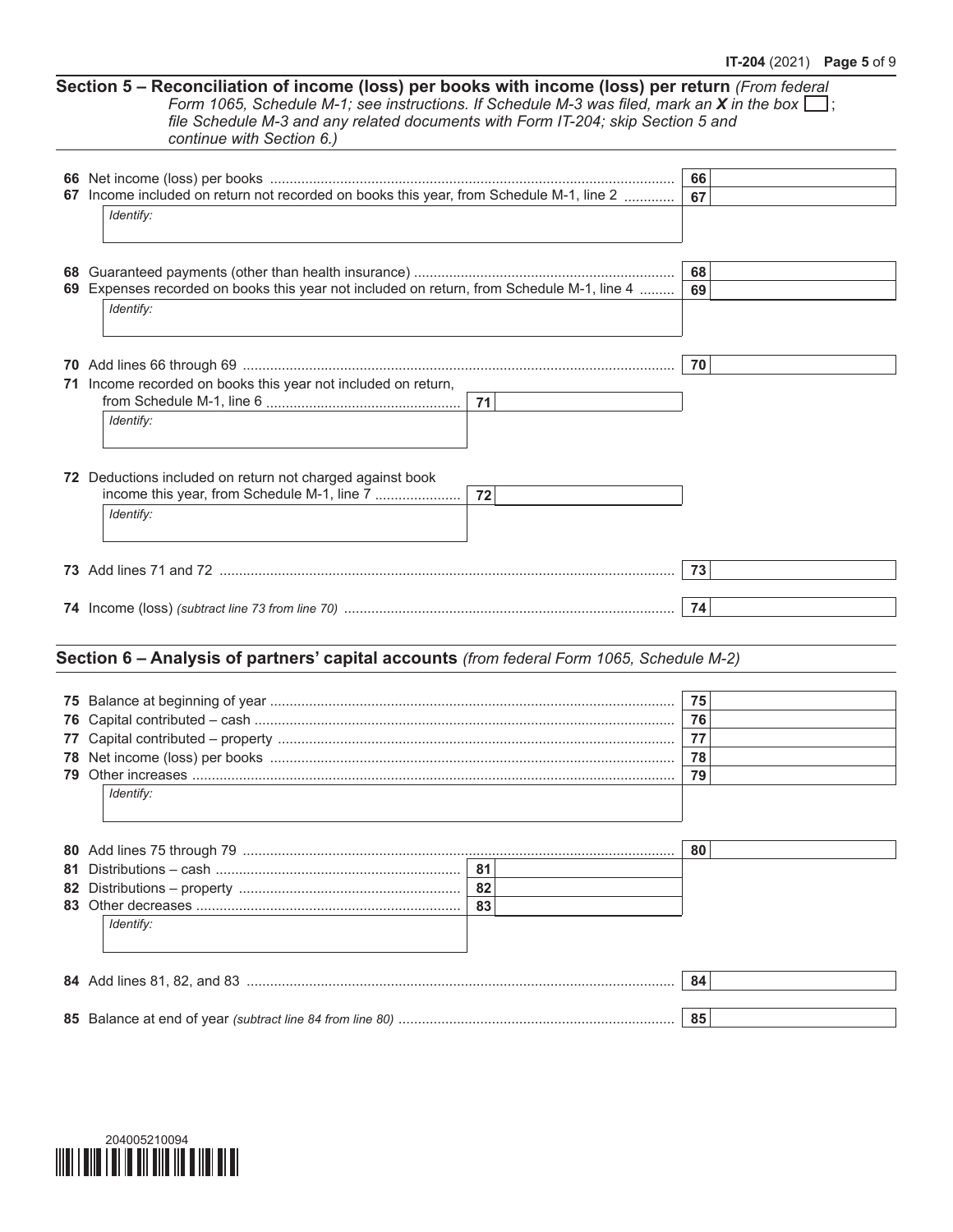## Section 5 – Reconciliation of income (loss) per books with income (loss) per return *(From federal Form 1065, Schedule M-1; see instructions. If Schedule M-3 was filed, mark an **X** in the box ☐; file Schedule M-3 and any related documents with Form IT-204; skip Section 5 and continue with Section 6.)*

| Line | Description | Column 1 | Column 2 |
|---|---|---|---|
| 66 | Net income (loss) per books | | 66 |
| 67 | Income included on return not recorded on books this year, from Schedule M-1, line 2 — *Identify:* | | 67 |
| 68 | Guaranteed payments (other than health insurance) | | 68 |
| 69 | Expenses recorded on books this year not included on return, from Schedule M-1, line 4 — *Identify:* | | 69 |
| 70 | Add lines 66 through 69 | | 70 |
| 71 | Income recorded on books this year not included on return, from Schedule M-1, line 6 — *Identify:* | 71 | |
| 72 | Deductions included on return not charged against book income this year, from Schedule M-1, line 7 — *Identify:* | 72 | |
| 73 | Add lines 71 and 72 | | 73 |
| 74 | Income (loss) *(subtract line 73 from line 70)* | | 74 |

## Section 6 – Analysis of partners' capital accounts *(from federal Form 1065, Schedule M-2)*

| Line | Description | Column 1 | Column 2 |
|---|---|---|---|
| 75 | Balance at beginning of year | | 75 |
| 76 | Capital contributed – cash | | 76 |
| 77 | Capital contributed – property | | 77 |
| 78 | Net income (loss) per books | | 78 |
| 79 | Other increases — *Identify:* | | 79 |
| 80 | Add lines 75 through 79 | | 80 |
| 81 | Distributions – cash | 81 | |
| 82 | Distributions – property | 82 | |
| 83 | Other decreases — *Identify:* | 83 | |
| 84 | Add lines 81, 82, and 83 | | 84 |
| 85 | Balance at end of year *(subtract line 84 from line 80)* | | 85 |

204005210094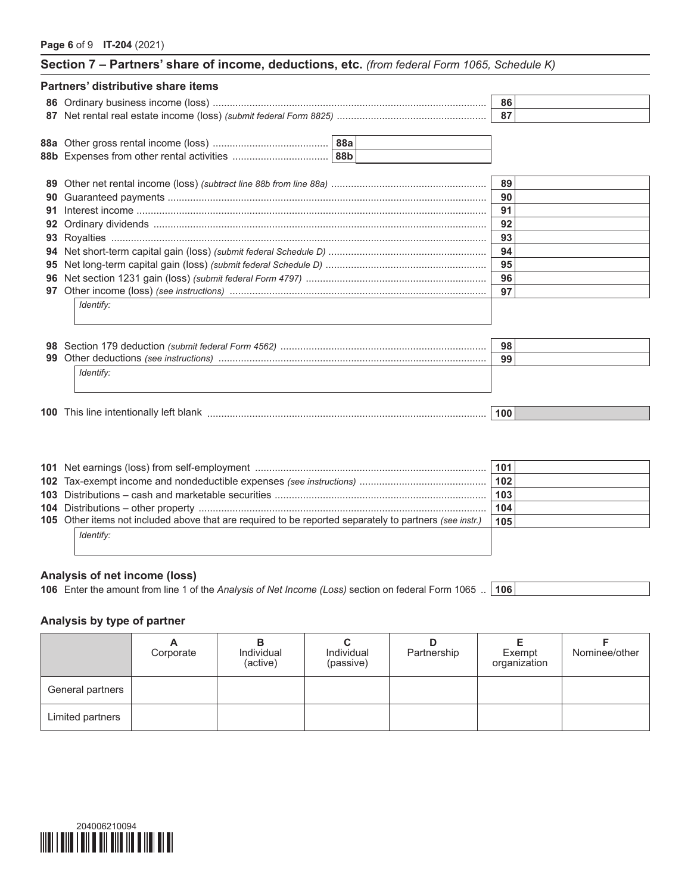## Section 7 – Partners' share of income, deductions, etc. *(from federal Form 1065, Schedule K)*

### Partners' distributive share items

**86** Ordinary business income (loss) ........ **86**

**87** Net rental real estate income (loss) *(submit federal Form 8825)* ........ **87**

**88a** Other gross rental income (loss) ........ **88a**

**88b** Expenses from other rental activities ........ **88b**

**89** Other net rental income (loss) *(subtract line 88b from line 88a)* ........ **89**

**90** Guaranteed payments ........ **90**

**91** Interest income ........ **91**

**92** Ordinary dividends ........ **92**

**93** Royalties ........ **93**

**94** Net short-term capital gain (loss) *(submit federal Schedule D)* ........ **94**

**95** Net long-term capital gain (loss) *(submit federal Schedule D)* ........ **95**

**96** Net section 1231 gain (loss) *(submit federal Form 4797)* ........ **96**

**97** Other income (loss) *(see instructions)* ........ **97**

*Identify:*

**98** Section 179 deduction *(submit federal Form 4562)* ........ **98**

**99** Other deductions *(see instructions)* ........ **99**

*Identify:*

**100** This line intentionally left blank ........ **100**

**101** Net earnings (loss) from self-employment ........ **101**

**102** Tax-exempt income and nondeductible expenses *(see instructions)* ........ **102**

**103** Distributions – cash and marketable securities ........ **103**

**104** Distributions – other property ........ **104**

**105** Other items not included above that are required to be reported separately to partners *(see instr.)* ........ **105**

*Identify:*

### Analysis of net income (loss)

**106** Enter the amount from line 1 of the *Analysis of Net Income (Loss)* section on federal Form 1065 .. **106**

### Analysis by type of partner

| | A Corporate | B Individual (active) | C Individual (passive) | D Partnership | E Exempt organization | F Nominee/other |
|---|---|---|---|---|---|---|
| General partners | | | | | | |
| Limited partners | | | | | | |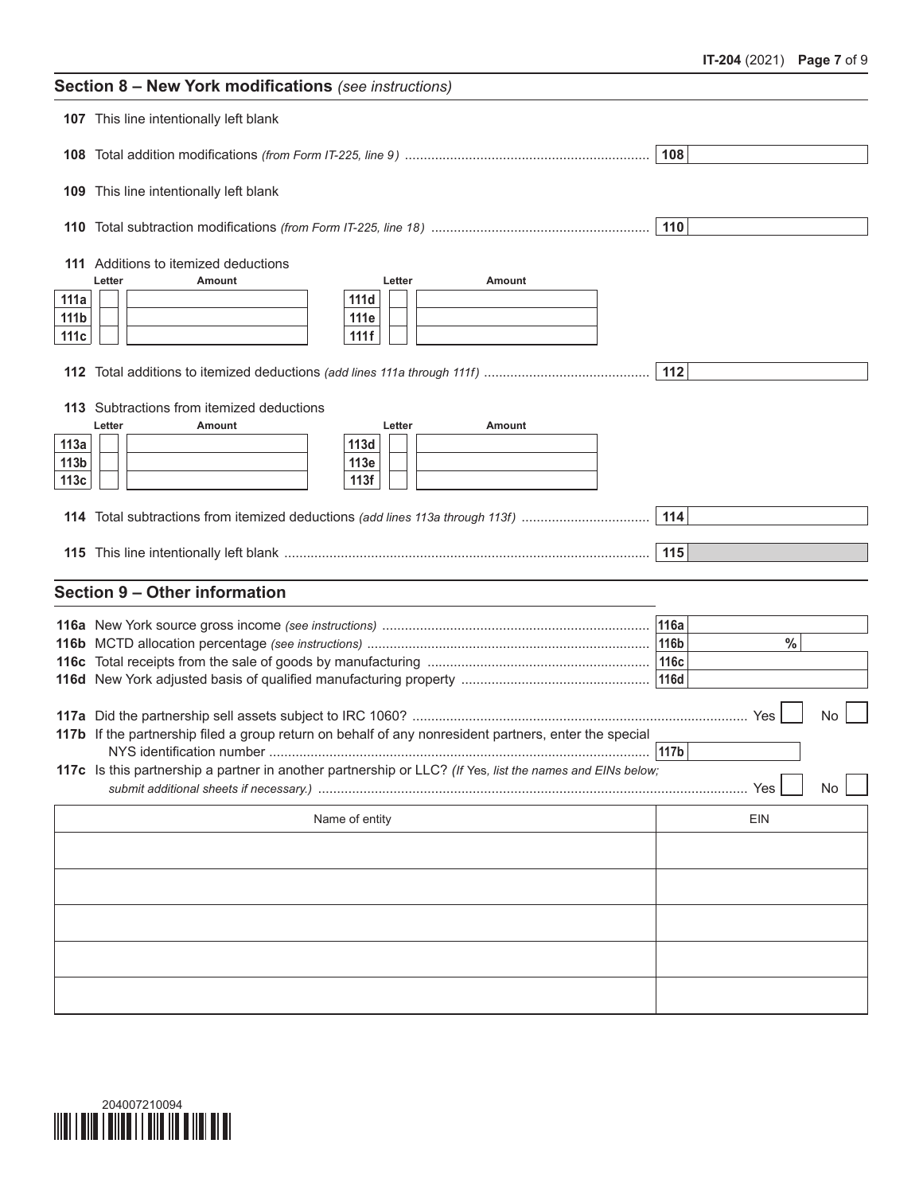## Section 8 – New York modifications *(see instructions)*

**107** This line intentionally left blank

**108** Total addition modifications *(from Form IT-225, line 9)* .......... **108**

**109** This line intentionally left blank

**110** Total subtraction modifications *(from Form IT-225, line 18)* .......... **110**

**111** Additions to itemized deductions

| | Letter | Amount | | Letter | Amount |
|---|---|---|---|---|---|
| **111a** | | | **111d** | | |
| **111b** | | | **111e** | | |
| **111c** | | | **111f** | | |

**112** Total additions to itemized deductions *(add lines 111a through 111f)* .......... **112**

**113** Subtractions from itemized deductions

| | Letter | Amount | | Letter | Amount |
|---|---|---|---|---|---|
| **113a** | | | **113d** | | |
| **113b** | | | **113e** | | |
| **113c** | | | **113f** | | |

**114** Total subtractions from itemized deductions *(add lines 113a through 113f)* .......... **114**

**115** This line intentionally left blank .......... **115**

## Section 9 – Other information

**116a** New York source gross income *(see instructions)* .......... **116a**

**116b** MCTD allocation percentage *(see instructions)* .......... **116b** %

**116c** Total receipts from the sale of goods by manufacturing .......... **116c**

**116d** New York adjusted basis of qualified manufacturing property .......... **116d**

**117a** Did the partnership sell assets subject to IRC 1060? .......... Yes ☐ No ☐

**117b** If the partnership filed a group return on behalf of any nonresident partners, enter the special NYS identification number .......... **117b**

**117c** Is this partnership a partner in another partnership or LLC? *(If Yes, list the names and EINs below; submit additional sheets if necessary.)* .......... Yes ☐ No ☐

| Name of entity | EIN |
|---|---|
| | |
| | |
| | |
| | |
| | |

204007210094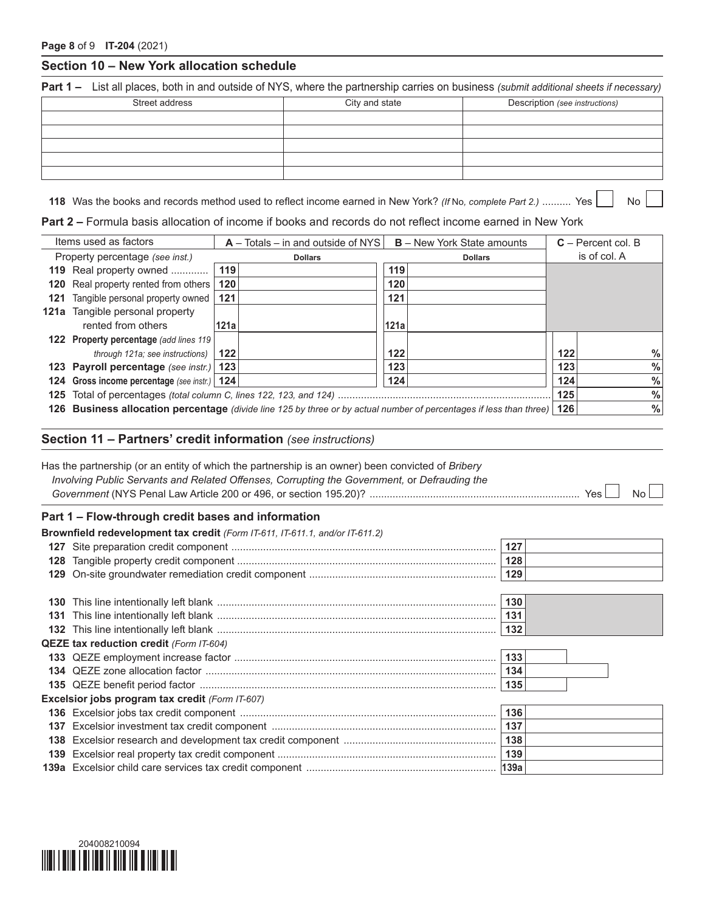## Section 10 – New York allocation schedule

**Part 1 –** List all places, both in and outside of NYS, where the partnership carries on business *(submit additional sheets if necessary)*

| Street address | City and state | Description *(see instructions)* |
|---|---|---|
| | | |
| | | |
| | | |
| | | |
| | | |

**118** Was the books and records method used to reflect income earned in New York? *(If No, complete Part 2.)* .......... Yes ☐ No ☐

**Part 2 –** Formula basis allocation of income if books and records do not reflect income earned in New York

| Items used as factors | A – Totals – in and outside of NYS (Dollars) | B – New York State amounts (Dollars) | C – Percent col. B is of col. A |
|---|---|---|---|
| Property percentage *(see inst.)* | | | |
| **119** Real property owned ............ | 119 | 119 | |
| **120** Real property rented from others | 120 | 120 | |
| **121** Tangible personal property owned | 121 | 121 | |
| **121a** Tangible personal property rented from others | 121a | 121a | |
| **122** **Property percentage** *(add lines 119 through 121a; see instructions)* | 122 | 122 | 122 % |
| **123** **Payroll percentage** *(see instr.)* | 123 | 123 | 123 % |
| **124** **Gross income percentage** *(see instr.)* | 124 | 124 | 124 % |
| **125** Total of percentages *(total column C, lines 122, 123, and 124)* | | | 125 % |
| **126** **Business allocation percentage** *(divide line 125 by three or by actual number of percentages if less than three)* | | | 126 % |

## Section 11 – Partners' credit information *(see instructions)*

Has the partnership (or an entity of which the partnership is an owner) been convicted of *Bribery Involving Public Servants and Related Offenses, Corrupting the Government,* or *Defrauding the Government* (NYS Penal Law Article 200 or 496, or section 195.20)? ........ Yes ☐ No ☐

### Part 1 – Flow-through credit bases and information

**Brownfield redevelopment tax credit** *(Form IT-611, IT-611.1, and/or IT-611.2)*

| Line | Description | Box |
|---|---|---|
| **127** | Site preparation credit component | 127 |
| **128** | Tangible property credit component | 128 |
| **129** | On-site groundwater remediation credit component | 129 |
| **130** | This line intentionally left blank | 130 |
| **131** | This line intentionally left blank | 131 |
| **132** | This line intentionally left blank | 132 |

**QEZE tax reduction credit** *(Form IT-604)*

| Line | Description | Box |
|---|---|---|
| **133** | QEZE employment increase factor | 133 |
| **134** | QEZE zone allocation factor | 134 |
| **135** | QEZE benefit period factor | 135 |

**Excelsior jobs program tax credit** *(Form IT-607)*

| Line | Description | Box |
|---|---|---|
| **136** | Excelsior jobs tax credit component | 136 |
| **137** | Excelsior investment tax credit component | 137 |
| **138** | Excelsior research and development tax credit component | 138 |
| **139** | Excelsior real property tax credit component | 139 |
| **139a** | Excelsior child care services tax credit component | 139a |

204008210094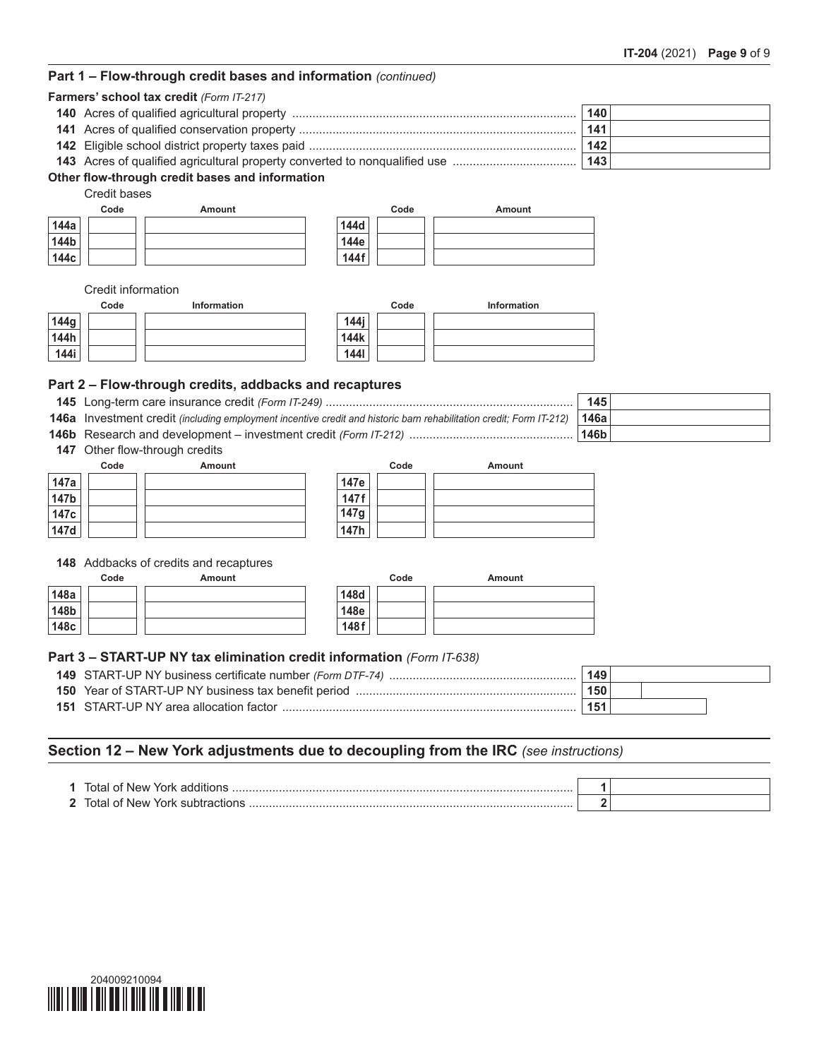## Part 1 – Flow-through credit bases and information *(continued)*

**Farmers' school tax credit** *(Form IT-217)*

| | | |
|---|---|---|
| **140** Acres of qualified agricultural property | **140** | |
| **141** Acres of qualified conservation property | **141** | |
| **142** Eligible school district property taxes paid | **142** | |
| **143** Acres of qualified agricultural property converted to nonqualified use | **143** | |

**Other flow-through credit bases and information**

Credit bases

| | Code | Amount | | Code | Amount |
|---|---|---|---|---|---|
| **144a** | | | **144d** | | |
| **144b** | | | **144e** | | |
| **144c** | | | **144f** | | |

Credit information

| | Code | Information | | Code | Information |
|---|---|---|---|---|---|
| **144g** | | | **144j** | | |
| **144h** | | | **144k** | | |
| **144i** | | | **144l** | | |

## Part 2 – Flow-through credits, addbacks and recaptures

| | | |
|---|---|---|
| **145** Long-term care insurance credit *(Form IT-249)* | **145** | |
| **146a** Investment credit *(including employment incentive credit and historic barn rehabilitation credit; Form IT-212)* | **146a** | |
| **146b** Research and development – investment credit *(Form IT-212)* | **146b** | |

**147** Other flow-through credits

| | Code | Amount | | Code | Amount |
|---|---|---|---|---|---|
| **147a** | | | **147e** | | |
| **147b** | | | **147f** | | |
| **147c** | | | **147g** | | |
| **147d** | | | **147h** | | |

**148** Addbacks of credits and recaptures

| | Code | Amount | | Code | Amount |
|---|---|---|---|---|---|
| **148a** | | | **148d** | | |
| **148b** | | | **148e** | | |
| **148c** | | | **148f** | | |

## Part 3 – START-UP NY tax elimination credit information *(Form IT-638)*

| | | |
|---|---|---|
| **149** START-UP NY business certificate number *(Form DTF-74)* | **149** | |
| **150** Year of START-UP NY business tax benefit period | **150** | |
| **151** START-UP NY area allocation factor | **151** | |

## Section 12 – New York adjustments due to decoupling from the IRC *(see instructions)*

| | | |
|---|---|---|
| **1** Total of New York additions | **1** | |
| **2** Total of New York subtractions | **2** | |

204009210094